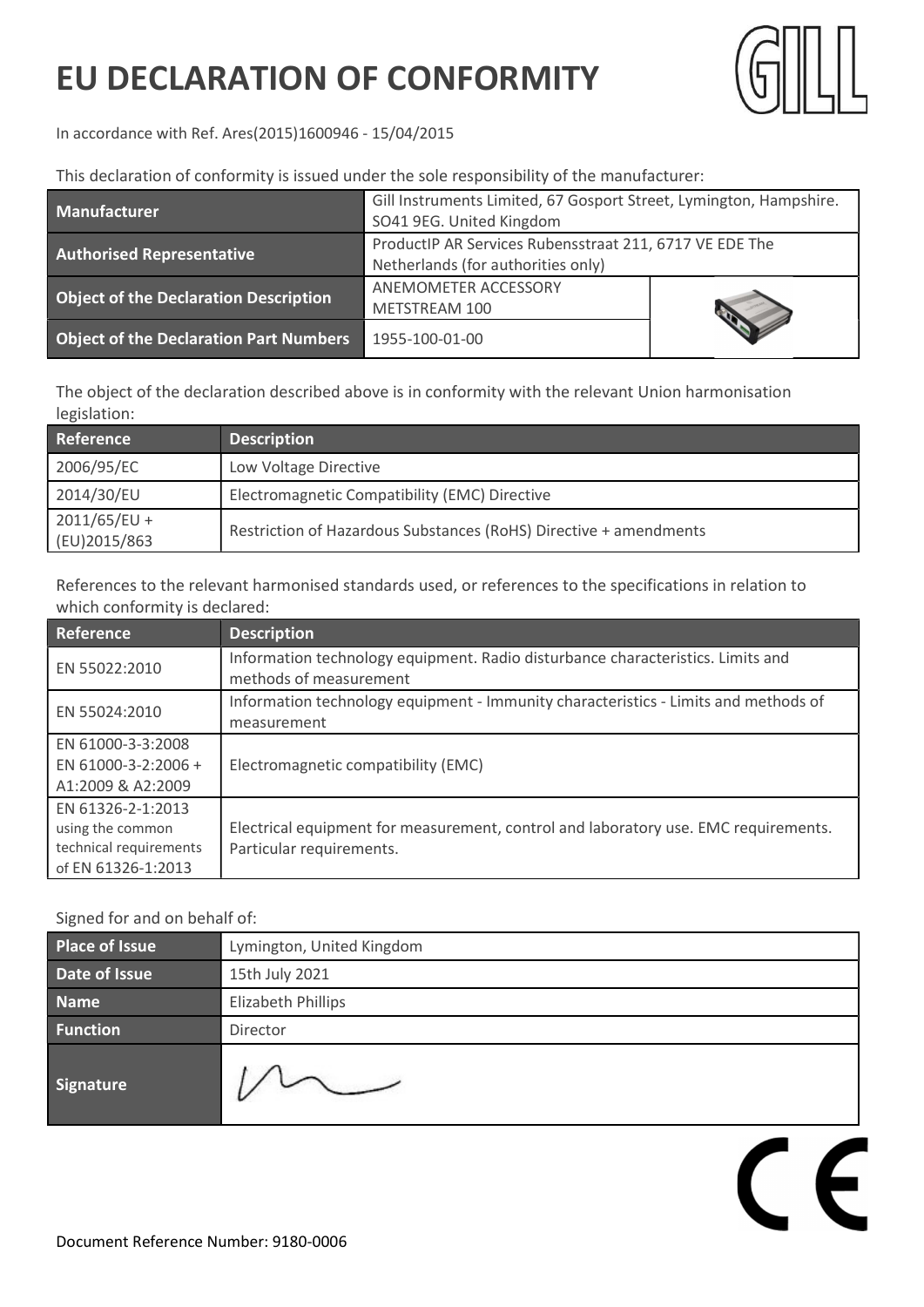# EU DECLARATION OF CONFORMITY

In accordance with Ref. Ares(2015)1600946 - 15/04/2015

This declaration of conformity is issued under the sole responsibility of the manufacturer:

| | |
|---|---|
| **Manufacturer** | Gill Instruments Limited, 67 Gosport Street, Lymington, Hampshire. SO41 9EG. United Kingdom |
| **Authorised Representative** | ProductIP AR Services Rubensstraat 211, 6717 VE EDE The Netherlands (for authorities only) |
| **Object of the Declaration Description** | ANEMOMETER ACCESSORY METSTREAM 100 |
| **Object of the Declaration Part Numbers** | 1955-100-01-00 |

The object of the declaration described above is in conformity with the relevant Union harmonisation legislation:

| Reference | Description |
|---|---|
| 2006/95/EC | Low Voltage Directive |
| 2014/30/EU | Electromagnetic Compatibility (EMC) Directive |
| 2011/65/EU + (EU)2015/863 | Restriction of Hazardous Substances (RoHS) Directive + amendments |

References to the relevant harmonised standards used, or references to the specifications in relation to which conformity is declared:

| Reference | Description |
|---|---|
| EN 55022:2010 | Information technology equipment. Radio disturbance characteristics. Limits and methods of measurement |
| EN 55024:2010 | Information technology equipment - Immunity characteristics - Limits and methods of measurement |
| EN 61000-3-3:2008<br>EN 61000-3-2:2006 + A1:2009 & A2:2009 | Electromagnetic compatibility (EMC) |
| EN 61326-2-1:2013 using the common technical requirements of EN 61326-1:2013 | Electrical equipment for measurement, control and laboratory use. EMC requirements. Particular requirements. |

Signed for and on behalf of:

| | |
|---|---|
| **Place of Issue** | Lymington, United Kingdom |
| **Date of Issue** | 15th July 2021 |
| **Name** | Elizabeth Phillips |
| **Function** | Director |
| **Signature** | |

Document Reference Number: 9180-0006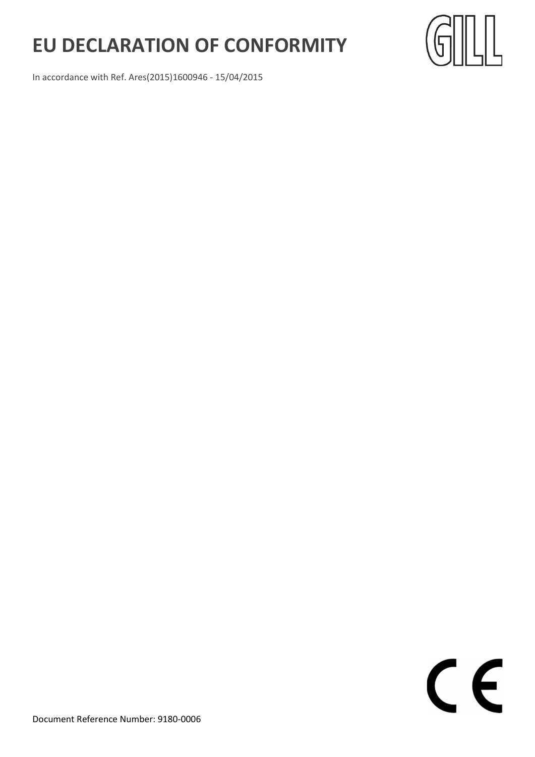# EU DECLARATION OF CONFORMITY

In accordance with Ref. Ares(2015)1600946 - 15/04/2015

Document Reference Number: 9180-0006